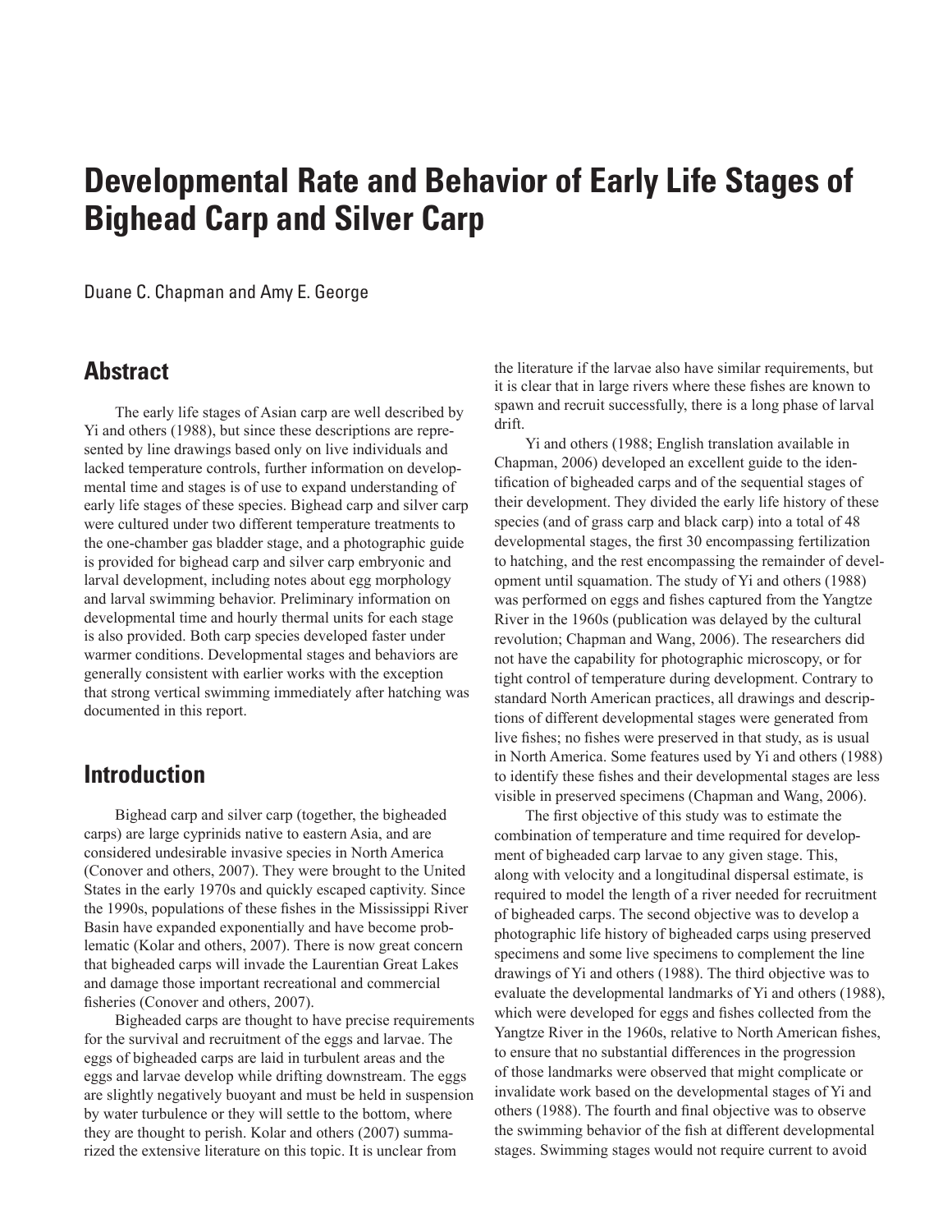# Developmental Rate and Behavior of Early Life Stages of Bighead Carp and Silver Carp

Duane C. Chapman and Amy E. George

## Abstract

The early life stages of Asian carp are well described by Yi and others (1988), but since these descriptions are represented by line drawings based only on live individuals and lacked temperature controls, further information on developmental time and stages is of use to expand understanding of early life stages of these species. Bighead carp and silver carp were cultured under two different temperature treatments to the one-chamber gas bladder stage, and a photographic guide is provided for bighead carp and silver carp embryonic and larval development, including notes about egg morphology and larval swimming behavior. Preliminary information on developmental time and hourly thermal units for each stage is also provided. Both carp species developed faster under warmer conditions. Developmental stages and behaviors are generally consistent with earlier works with the exception that strong vertical swimming immediately after hatching was documented in this report.

## Introduction

Bighead carp and silver carp (together, the bigheaded carps) are large cyprinids native to eastern Asia, and are considered undesirable invasive species in North America (Conover and others, 2007). They were brought to the United States in the early 1970s and quickly escaped captivity. Since the 1990s, populations of these fishes in the Mississippi River Basin have expanded exponentially and have become problematic (Kolar and others, 2007). There is now great concern that bigheaded carps will invade the Laurentian Great Lakes and damage those important recreational and commercial fisheries (Conover and others, 2007).

Bigheaded carps are thought to have precise requirements for the survival and recruitment of the eggs and larvae. The eggs of bigheaded carps are laid in turbulent areas and the eggs and larvae develop while drifting downstream. The eggs are slightly negatively buoyant and must be held in suspension by water turbulence or they will settle to the bottom, where they are thought to perish. Kolar and others (2007) summarized the extensive literature on this topic. It is unclear from the literature if the larvae also have similar requirements, but it is clear that in large rivers where these fishes are known to spawn and recruit successfully, there is a long phase of larval drift.

Yi and others (1988; English translation available in Chapman, 2006) developed an excellent guide to the identification of bigheaded carps and of the sequential stages of their development. They divided the early life history of these species (and of grass carp and black carp) into a total of 48 developmental stages, the first 30 encompassing fertilization to hatching, and the rest encompassing the remainder of development until squamation. The study of Yi and others (1988) was performed on eggs and fishes captured from the Yangtze River in the 1960s (publication was delayed by the cultural revolution; Chapman and Wang, 2006). The researchers did not have the capability for photographic microscopy, or for tight control of temperature during development. Contrary to standard North American practices, all drawings and descriptions of different developmental stages were generated from live fishes; no fishes were preserved in that study, as is usual in North America. Some features used by Yi and others (1988) to identify these fishes and their developmental stages are less visible in preserved specimens (Chapman and Wang, 2006).

The first objective of this study was to estimate the combination of temperature and time required for development of bigheaded carp larvae to any given stage. This, along with velocity and a longitudinal dispersal estimate, is required to model the length of a river needed for recruitment of bigheaded carps. The second objective was to develop a photographic life history of bigheaded carps using preserved specimens and some live specimens to complement the line drawings of Yi and others (1988). The third objective was to evaluate the developmental landmarks of Yi and others (1988), which were developed for eggs and fishes collected from the Yangtze River in the 1960s, relative to North American fishes, to ensure that no substantial differences in the progression of those landmarks were observed that might complicate or invalidate work based on the developmental stages of Yi and others (1988). The fourth and final objective was to observe the swimming behavior of the fish at different developmental stages. Swimming stages would not require current to avoid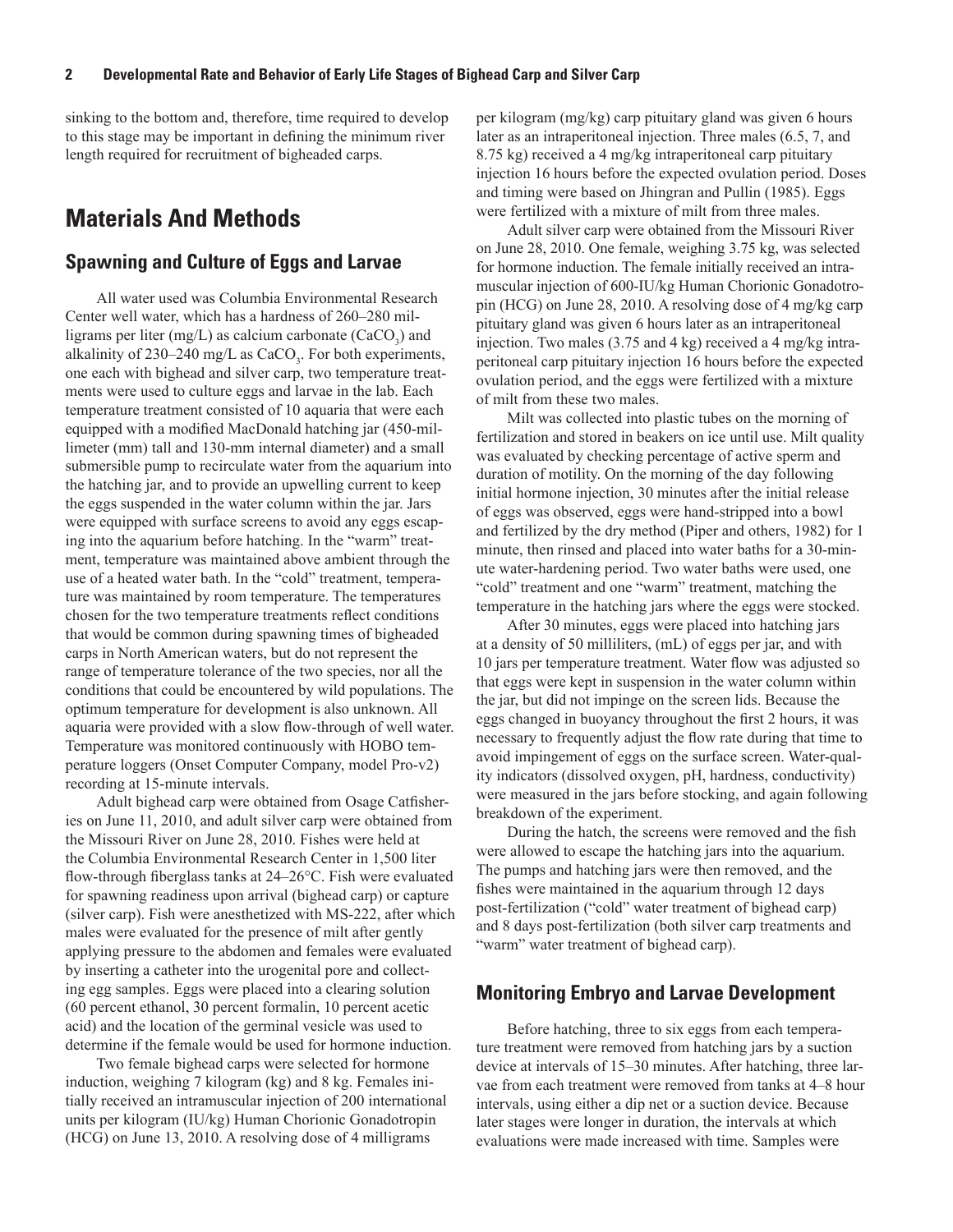sinking to the bottom and, therefore, time required to develop to this stage may be important in defining the minimum river length required for recruitment of bigheaded carps.

# Materials And Methods

## Spawning and Culture of Eggs and Larvae

All water used was Columbia Environmental Research Center well water, which has a hardness of 260–280 milligrams per liter (mg/L) as calcium carbonate ($CaCO_3$) and alkalinity of 230–240 mg/L as $CaCO_3$. For both experiments, one each with bighead and silver carp, two temperature treatments were used to culture eggs and larvae in the lab. Each temperature treatment consisted of 10 aquaria that were each equipped with a modified MacDonald hatching jar (450-millimeter (mm) tall and 130-mm internal diameter) and a small submersible pump to recirculate water from the aquarium into the hatching jar, and to provide an upwelling current to keep the eggs suspended in the water column within the jar. Jars were equipped with surface screens to avoid any eggs escaping into the aquarium before hatching. In the "warm" treatment, temperature was maintained above ambient through the use of a heated water bath. In the "cold" treatment, temperature was maintained by room temperature. The temperatures chosen for the two temperature treatments reflect conditions that would be common during spawning times of bigheaded carps in North American waters, but do not represent the range of temperature tolerance of the two species, nor all the conditions that could be encountered by wild populations. The optimum temperature for development is also unknown. All aquaria were provided with a slow flow-through of well water. Temperature was monitored continuously with HOBO temperature loggers (Onset Computer Company, model Pro-v2) recording at 15-minute intervals.

Adult bighead carp were obtained from Osage Catfisheries on June 11, 2010, and adult silver carp were obtained from the Missouri River on June 28, 2010. Fishes were held at the Columbia Environmental Research Center in 1,500 liter flow-through fiberglass tanks at 24–26°C. Fish were evaluated for spawning readiness upon arrival (bighead carp) or capture (silver carp). Fish were anesthetized with MS-222, after which males were evaluated for the presence of milt after gently applying pressure to the abdomen and females were evaluated by inserting a catheter into the urogenital pore and collecting egg samples. Eggs were placed into a clearing solution (60 percent ethanol, 30 percent formalin, 10 percent acetic acid) and the location of the germinal vesicle was used to determine if the female would be used for hormone induction.

Two female bighead carps were selected for hormone induction, weighing 7 kilogram (kg) and 8 kg. Females initially received an intramuscular injection of 200 international units per kilogram (IU/kg) Human Chorionic Gonadotropin (HCG) on June 13, 2010. A resolving dose of 4 milligrams per kilogram (mg/kg) carp pituitary gland was given 6 hours later as an intraperitoneal injection. Three males (6.5, 7, and 8.75 kg) received a 4 mg/kg intraperitoneal carp pituitary injection 16 hours before the expected ovulation period. Doses and timing were based on Jhingran and Pullin (1985). Eggs were fertilized with a mixture of milt from three males.

Adult silver carp were obtained from the Missouri River on June 28, 2010. One female, weighing 3.75 kg, was selected for hormone induction. The female initially received an intramuscular injection of 600-IU/kg Human Chorionic Gonadotropin (HCG) on June 28, 2010. A resolving dose of 4 mg/kg carp pituitary gland was given 6 hours later as an intraperitoneal injection. Two males (3.75 and 4 kg) received a 4 mg/kg intraperitoneal carp pituitary injection 16 hours before the expected ovulation period, and the eggs were fertilized with a mixture of milt from these two males.

Milt was collected into plastic tubes on the morning of fertilization and stored in beakers on ice until use. Milt quality was evaluated by checking percentage of active sperm and duration of motility. On the morning of the day following initial hormone injection, 30 minutes after the initial release of eggs was observed, eggs were hand-stripped into a bowl and fertilized by the dry method (Piper and others, 1982) for 1 minute, then rinsed and placed into water baths for a 30-minute water-hardening period. Two water baths were used, one "cold" treatment and one "warm" treatment, matching the temperature in the hatching jars where the eggs were stocked.

After 30 minutes, eggs were placed into hatching jars at a density of 50 milliliters, (mL) of eggs per jar, and with 10 jars per temperature treatment. Water flow was adjusted so that eggs were kept in suspension in the water column within the jar, but did not impinge on the screen lids. Because the eggs changed in buoyancy throughout the first 2 hours, it was necessary to frequently adjust the flow rate during that time to avoid impingement of eggs on the surface screen. Water-quality indicators (dissolved oxygen, pH, hardness, conductivity) were measured in the jars before stocking, and again following breakdown of the experiment.

During the hatch, the screens were removed and the fish were allowed to escape the hatching jars into the aquarium. The pumps and hatching jars were then removed, and the fishes were maintained in the aquarium through 12 days post-fertilization ("cold" water treatment of bighead carp) and 8 days post-fertilization (both silver carp treatments and "warm" water treatment of bighead carp).

## Monitoring Embryo and Larvae Development

Before hatching, three to six eggs from each temperature treatment were removed from hatching jars by a suction device at intervals of 15–30 minutes. After hatching, three larvae from each treatment were removed from tanks at 4–8 hour intervals, using either a dip net or a suction device. Because later stages were longer in duration, the intervals at which evaluations were made increased with time. Samples were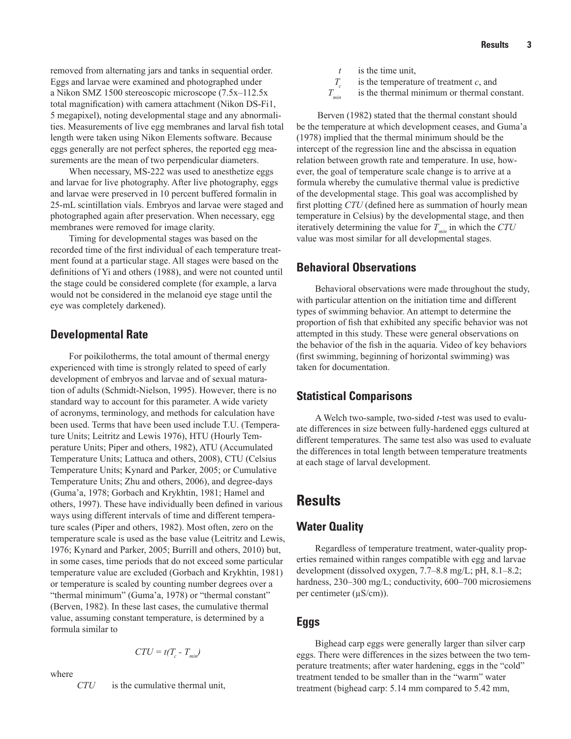removed from alternating jars and tanks in sequential order. Eggs and larvae were examined and photographed under a Nikon SMZ 1500 stereoscopic microscope (7.5x–112.5x total magnification) with camera attachment (Nikon DS-Fi1, 5 megapixel), noting developmental stage and any abnormalities. Measurements of live egg membranes and larval fish total length were taken using Nikon Elements software. Because eggs generally are not perfect spheres, the reported egg measurements are the mean of two perpendicular diameters.

When necessary, MS-222 was used to anesthetize eggs and larvae for live photography. After live photography, eggs and larvae were preserved in 10 percent buffered formalin in 25-mL scintillation vials. Embryos and larvae were staged and photographed again after preservation. When necessary, egg membranes were removed for image clarity.

Timing for developmental stages was based on the recorded time of the first individual of each temperature treatment found at a particular stage. All stages were based on the definitions of Yi and others (1988), and were not counted until the stage could be considered complete (for example, a larva would not be considered in the melanoid eye stage until the eye was completely darkened).

### Developmental Rate

For poikilotherms, the total amount of thermal energy experienced with time is strongly related to speed of early development of embryos and larvae and of sexual maturation of adults (Schmidt-Nielson, 1995). However, there is no standard way to account for this parameter. A wide variety of acronyms, terminology, and methods for calculation have been used. Terms that have been used include T.U. (Temperature Units; Leitritz and Lewis 1976), HTU (Hourly Temperature Units; Piper and others, 1982), ATU (Accumulated Temperature Units; Lattuca and others, 2008), CTU (Celsius Temperature Units; Kynard and Parker, 2005; or Cumulative Temperature Units; Zhu and others, 2006), and degree-days (Guma'a, 1978; Gorbach and Krykhtin, 1981; Hamel and others, 1997). These have individually been defined in various ways using different intervals of time and different temperature scales (Piper and others, 1982). Most often, zero on the temperature scale is used as the base value (Leitritz and Lewis, 1976; Kynard and Parker, 2005; Burrill and others, 2010) but, in some cases, time periods that do not exceed some particular temperature value are excluded (Gorbach and Krykhtin, 1981) or temperature is scaled by counting number degrees over a "thermal minimum" (Guma'a, 1978) or "thermal constant" (Berven, 1982). In these last cases, the cumulative thermal value, assuming constant temperature, is determined by a formula similar to

$$CTU = t(T_c - T_{min})$$

where

- $CTU$ is the cumulative thermal unit,
- $t$ is the time unit,
- $T_c$ is the temperature of treatment $c$, and
- $T_{min}$ is the thermal minimum or thermal constant.

Berven (1982) stated that the thermal constant should be the temperature at which development ceases, and Guma'a (1978) implied that the thermal minimum should be the intercept of the regression line and the abscissa in equation relation between growth rate and temperature. In use, however, the goal of temperature scale change is to arrive at a formula whereby the cumulative thermal value is predictive of the developmental stage. This goal was accomplished by first plotting *CTU* (defined here as summation of hourly mean temperature in Celsius) by the developmental stage, and then iteratively determining the value for $T_{min}$ in which the *CTU* value was most similar for all developmental stages.

### Behavioral Observations

Behavioral observations were made throughout the study, with particular attention on the initiation time and different types of swimming behavior. An attempt to determine the proportion of fish that exhibited any specific behavior was not attempted in this study. These were general observations on the behavior of the fish in the aquaria. Video of key behaviors (first swimming, beginning of horizontal swimming) was taken for documentation.

### Statistical Comparisons

A Welch two-sample, two-sided *t*-test was used to evaluate differences in size between fully-hardened eggs cultured at different temperatures. The same test also was used to evaluate the differences in total length between temperature treatments at each stage of larval development.

## Results

### Water Quality

Regardless of temperature treatment, water-quality properties remained within ranges compatible with egg and larvae development (dissolved oxygen, 7.7–8.8 mg/L; pH, 8.1–8.2; hardness, 230–300 mg/L; conductivity, 600–700 microsiemens per centimeter (µS/cm)).

### Eggs

Bighead carp eggs were generally larger than silver carp eggs. There were differences in the sizes between the two temperature treatments; after water hardening, eggs in the "cold" treatment tended to be smaller than in the "warm" water treatment (bighead carp: 5.14 mm compared to 5.42 mm,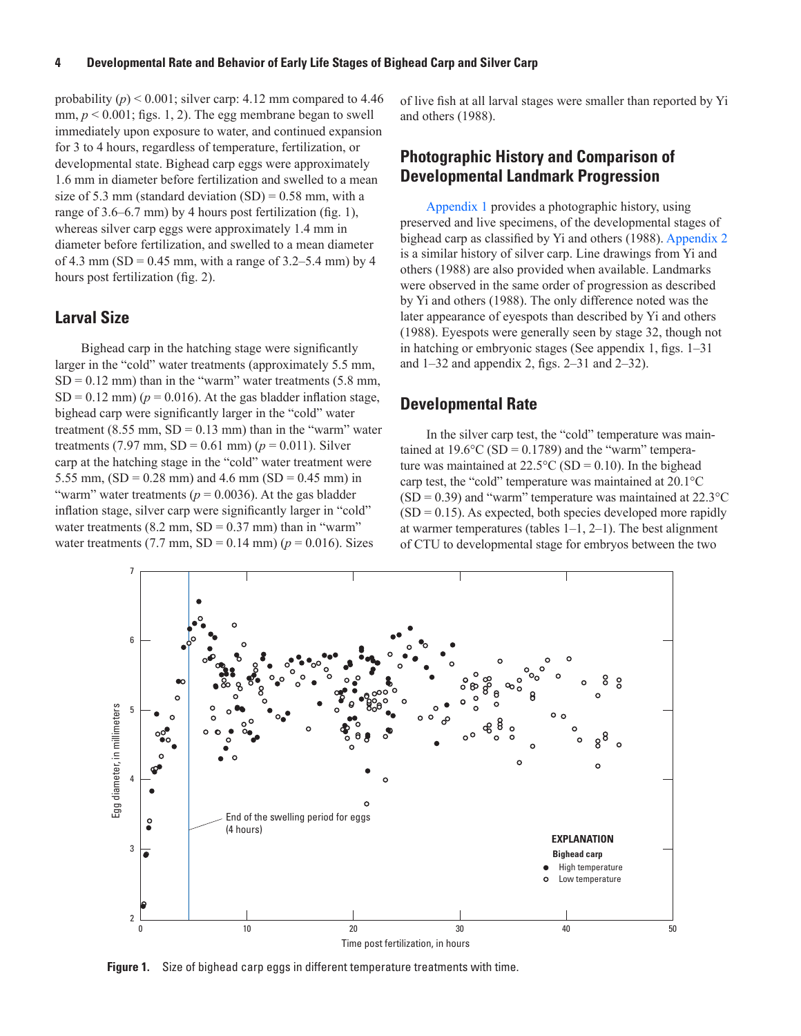probability ($p$) < 0.001; silver carp: 4.12 mm compared to 4.46 mm, $p < 0.001$; figs. 1, 2). The egg membrane began to swell immediately upon exposure to water, and continued expansion for 3 to 4 hours, regardless of temperature, fertilization, or developmental state. Bighead carp eggs were approximately 1.6 mm in diameter before fertilization and swelled to a mean size of 5.3 mm (standard deviation (SD) = 0.58 mm, with a range of 3.6–6.7 mm) by 4 hours post fertilization (fig. 1), whereas silver carp eggs were approximately 1.4 mm in diameter before fertilization, and swelled to a mean diameter of 4.3 mm (SD = 0.45 mm, with a range of 3.2–5.4 mm) by 4 hours post fertilization (fig. 2).

## Larval Size

Bighead carp in the hatching stage were significantly larger in the "cold" water treatments (approximately 5.5 mm, SD = 0.12 mm) than in the "warm" water treatments (5.8 mm, SD = 0.12 mm) ($p = 0.016$). At the gas bladder inflation stage, bighead carp were significantly larger in the "cold" water treatment (8.55 mm, SD = 0.13 mm) than in the "warm" water treatments (7.97 mm, SD = 0.61 mm) ($p = 0.011$). Silver carp at the hatching stage in the "cold" water treatment were 5.55 mm, (SD = 0.28 mm) and 4.6 mm (SD = 0.45 mm) in "warm" water treatments ($p = 0.0036$). At the gas bladder inflation stage, silver carp were significantly larger in "cold" water treatments (8.2 mm, SD = 0.37 mm) than in "warm" water treatments (7.7 mm, SD = 0.14 mm) ($p = 0.016$). Sizes of live fish at all larval stages were smaller than reported by Yi and others (1988).

## Photographic History and Comparison of Developmental Landmark Progression

Appendix 1 provides a photographic history, using preserved and live specimens, of the developmental stages of bighead carp as classified by Yi and others (1988). Appendix 2 is a similar history of silver carp. Line drawings from Yi and others (1988) are also provided when available. Landmarks were observed in the same order of progression as described by Yi and others (1988). The only difference noted was the later appearance of eyespots than described by Yi and others (1988). Eyespots were generally seen by stage 32, though not in hatching or embryonic stages (See appendix 1, figs. 1–31 and 1–32 and appendix 2, figs. 2–31 and 2–32).

## Developmental Rate

In the silver carp test, the "cold" temperature was maintained at 19.6°C (SD = 0.1789) and the "warm" temperature was maintained at 22.5°C (SD = 0.10). In the bighead carp test, the "cold" temperature was maintained at 20.1°C (SD = 0.39) and "warm" temperature was maintained at 22.3°C (SD = 0.15). As expected, both species developed more rapidly at warmer temperatures (tables 1–1, 2–1). The best alignment of CTU to developmental stage for embryos between the two

**Figure 1.** Size of bighead carp eggs in different temperature treatments with time.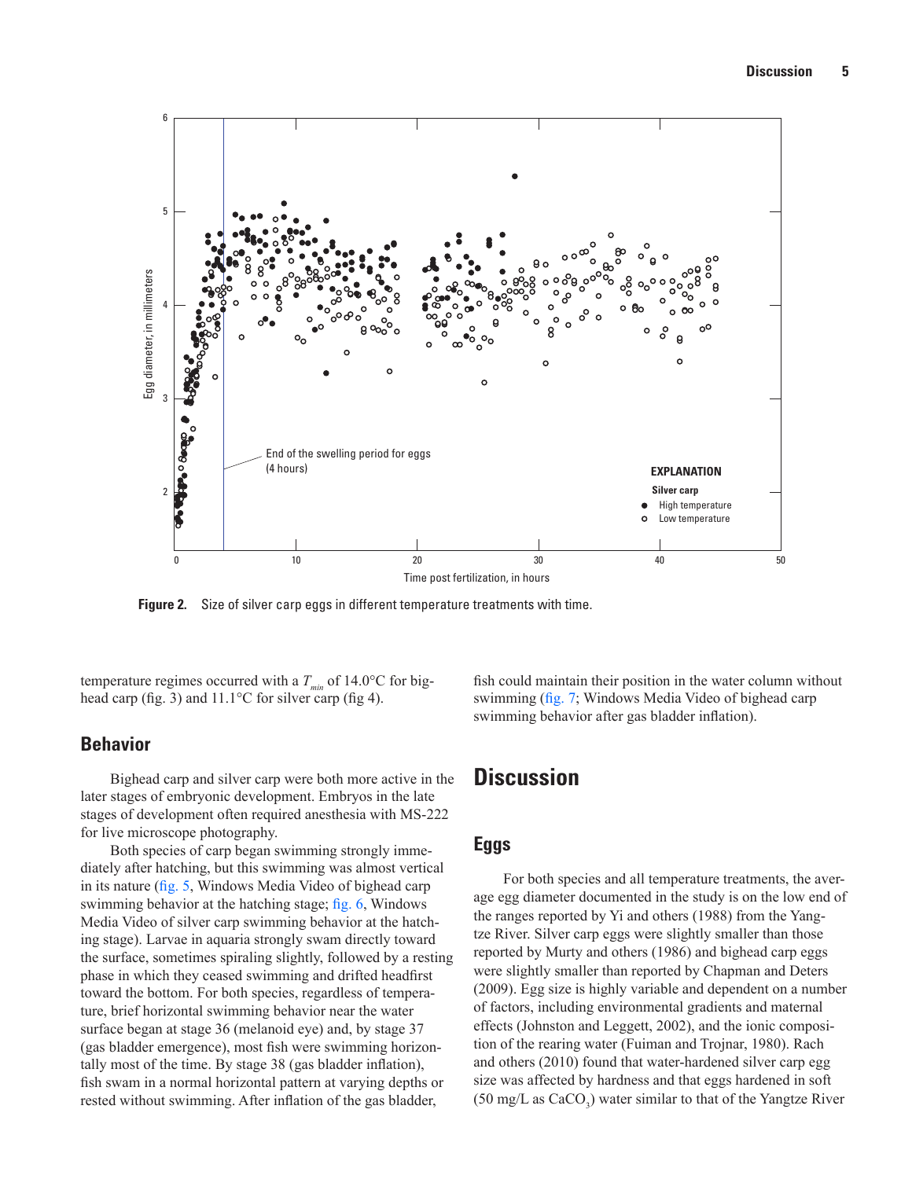Figure 2. Size of silver carp eggs in different temperature treatments with time.

temperature regimes occurred with a $T_{min}$ of 14.0°C for bighead carp (fig. 3) and 11.1°C for silver carp (fig 4).

## Behavior

Bighead carp and silver carp were both more active in the later stages of embryonic development. Embryos in the late stages of development often required anesthesia with MS-222 for live microscope photography.

Both species of carp began swimming strongly immediately after hatching, but this swimming was almost vertical in its nature (fig. 5, Windows Media Video of bighead carp swimming behavior at the hatching stage; fig. 6, Windows Media Video of silver carp swimming behavior at the hatching stage). Larvae in aquaria strongly swam directly toward the surface, sometimes spiraling slightly, followed by a resting phase in which they ceased swimming and drifted headfirst toward the bottom. For both species, regardless of temperature, brief horizontal swimming behavior near the water surface began at stage 36 (melanoid eye) and, by stage 37 (gas bladder emergence), most fish were swimming horizontally most of the time. By stage 38 (gas bladder inflation), fish swam in a normal horizontal pattern at varying depths or rested without swimming. After inflation of the gas bladder, fish could maintain their position in the water column without swimming (fig. 7; Windows Media Video of bighead carp swimming behavior after gas bladder inflation).

# Discussion

## Eggs

For both species and all temperature treatments, the average egg diameter documented in the study is on the low end of the ranges reported by Yi and others (1988) from the Yangtze River. Silver carp eggs were slightly smaller than those reported by Murty and others (1986) and bighead carp eggs were slightly smaller than reported by Chapman and Deters (2009). Egg size is highly variable and dependent on a number of factors, including environmental gradients and maternal effects (Johnston and Leggett, 2002), and the ionic composition of the rearing water (Fuiman and Trojnar, 1980). Rach and others (2010) found that water-hardened silver carp egg size was affected by hardness and that eggs hardened in soft (50 mg/L as $CaCO_3$) water similar to that of the Yangtze River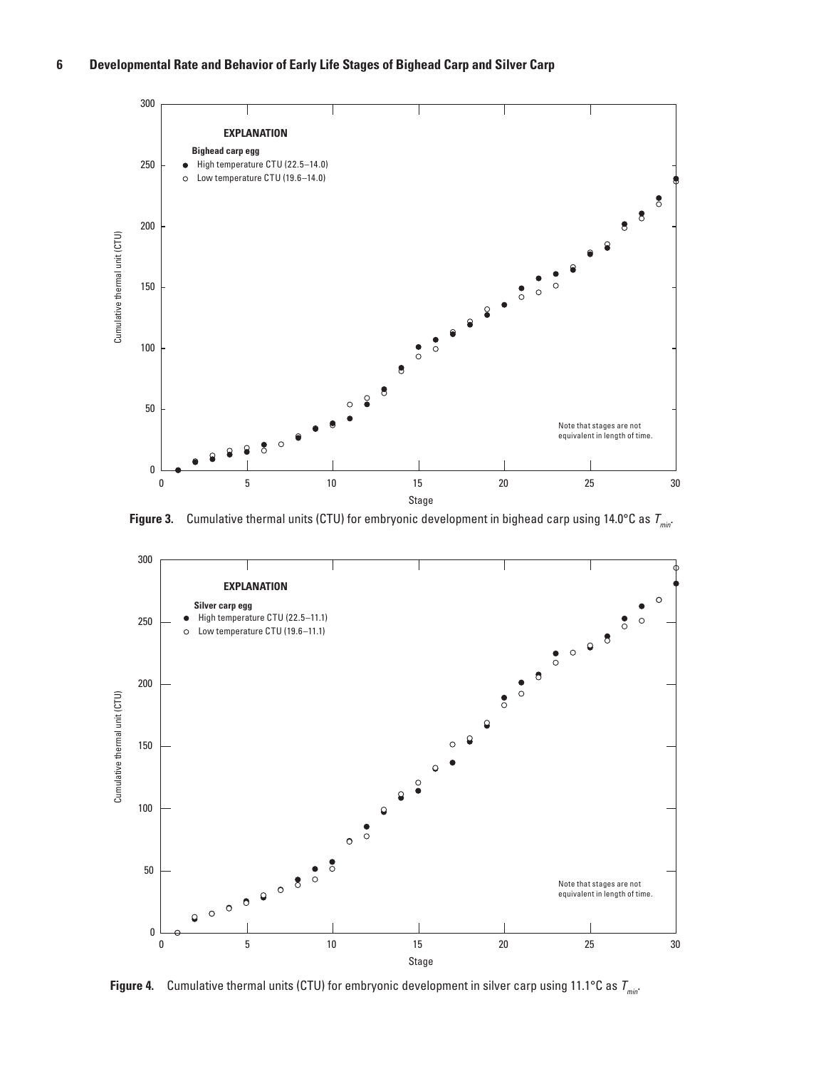**Figure 3.** Cumulative thermal units (CTU) for embryonic development in bighead carp using 14.0°C as $T_{min}$.

**Figure 4.** Cumulative thermal units (CTU) for embryonic development in silver carp using 11.1°C as $T_{min}$.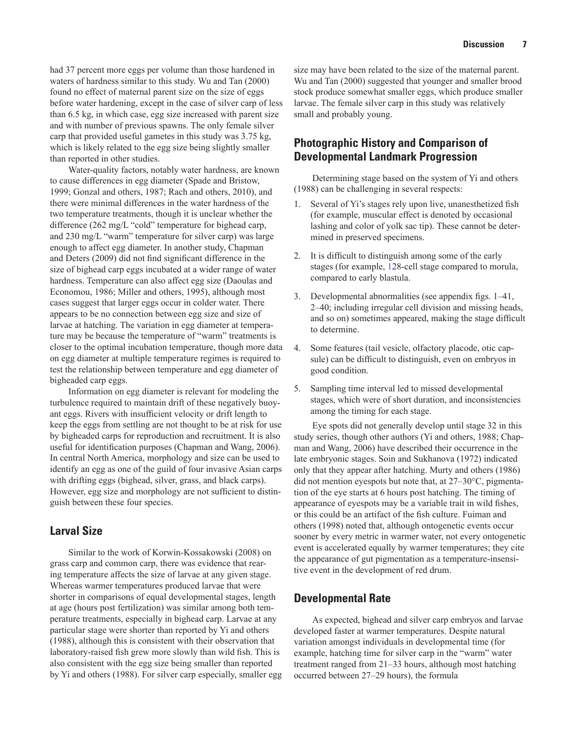had 37 percent more eggs per volume than those hardened in waters of hardness similar to this study. Wu and Tan (2000) found no effect of maternal parent size on the size of eggs before water hardening, except in the case of silver carp of less than 6.5 kg, in which case, egg size increased with parent size and with number of previous spawns. The only female silver carp that provided useful gametes in this study was 3.75 kg, which is likely related to the egg size being slightly smaller than reported in other studies.

Water-quality factors, notably water hardness, are known to cause differences in egg diameter (Spade and Bristow, 1999; Gonzal and others, 1987; Rach and others, 2010), and there were minimal differences in the water hardness of the two temperature treatments, though it is unclear whether the difference (262 mg/L "cold" temperature for bighead carp, and 230 mg/L "warm" temperature for silver carp) was large enough to affect egg diameter. In another study, Chapman and Deters (2009) did not find significant difference in the size of bighead carp eggs incubated at a wider range of water hardness. Temperature can also affect egg size (Daoulas and Economou, 1986; Miller and others, 1995), although most cases suggest that larger eggs occur in colder water. There appears to be no connection between egg size and size of larvae at hatching. The variation in egg diameter at temperature may be because the temperature of "warm" treatments is closer to the optimal incubation temperature, though more data on egg diameter at multiple temperature regimes is required to test the relationship between temperature and egg diameter of bigheaded carp eggs.

Information on egg diameter is relevant for modeling the turbulence required to maintain drift of these negatively buoyant eggs. Rivers with insufficient velocity or drift length to keep the eggs from settling are not thought to be at risk for use by bigheaded carps for reproduction and recruitment. It is also useful for identification purposes (Chapman and Wang, 2006). In central North America, morphology and size can be used to identify an egg as one of the guild of four invasive Asian carps with drifting eggs (bighead, silver, grass, and black carps). However, egg size and morphology are not sufficient to distinguish between these four species.

## Larval Size

Similar to the work of Korwin-Kossakowski (2008) on grass carp and common carp, there was evidence that rearing temperature affects the size of larvae at any given stage. Whereas warmer temperatures produced larvae that were shorter in comparisons of equal developmental stages, length at age (hours post fertilization) was similar among both temperature treatments, especially in bighead carp. Larvae at any particular stage were shorter than reported by Yi and others (1988), although this is consistent with their observation that laboratory-raised fish grew more slowly than wild fish. This is also consistent with the egg size being smaller than reported by Yi and others (1988). For silver carp especially, smaller egg size may have been related to the size of the maternal parent. Wu and Tan (2000) suggested that younger and smaller brood stock produce somewhat smaller eggs, which produce smaller larvae. The female silver carp in this study was relatively small and probably young.

## Photographic History and Comparison of Developmental Landmark Progression

Determining stage based on the system of Yi and others (1988) can be challenging in several respects:

1. Several of Yi's stages rely upon live, unanesthetized fish (for example, muscular effect is denoted by occasional lashing and color of yolk sac tip). These cannot be determined in preserved specimens.
2. It is difficult to distinguish among some of the early stages (for example, 128-cell stage compared to morula, compared to early blastula.
3. Developmental abnormalities (see appendix figs. 1–41, 2–40; including irregular cell division and missing heads, and so on) sometimes appeared, making the stage difficult to determine.
4. Some features (tail vesicle, olfactory placode, otic capsule) can be difficult to distinguish, even on embryos in good condition.
5. Sampling time interval led to missed developmental stages, which were of short duration, and inconsistencies among the timing for each stage.

Eye spots did not generally develop until stage 32 in this study series, though other authors (Yi and others, 1988; Chapman and Wang, 2006) have described their occurrence in the late embryonic stages. Soin and Sukhanova (1972) indicated only that they appear after hatching. Murty and others (1986) did not mention eyespots but note that, at 27–30°C, pigmentation of the eye starts at 6 hours post hatching. The timing of appearance of eyespots may be a variable trait in wild fishes, or this could be an artifact of the fish culture. Fuiman and others (1998) noted that, although ontogenetic events occur sooner by every metric in warmer water, not every ontogenetic event is accelerated equally by warmer temperatures; they cite the appearance of gut pigmentation as a temperature-insensitive event in the development of red drum.

## Developmental Rate

As expected, bighead and silver carp embryos and larvae developed faster at warmer temperatures. Despite natural variation amongst individuals in developmental time (for example, hatching time for silver carp in the "warm" water treatment ranged from 21–33 hours, although most hatching occurred between 27–29 hours), the formula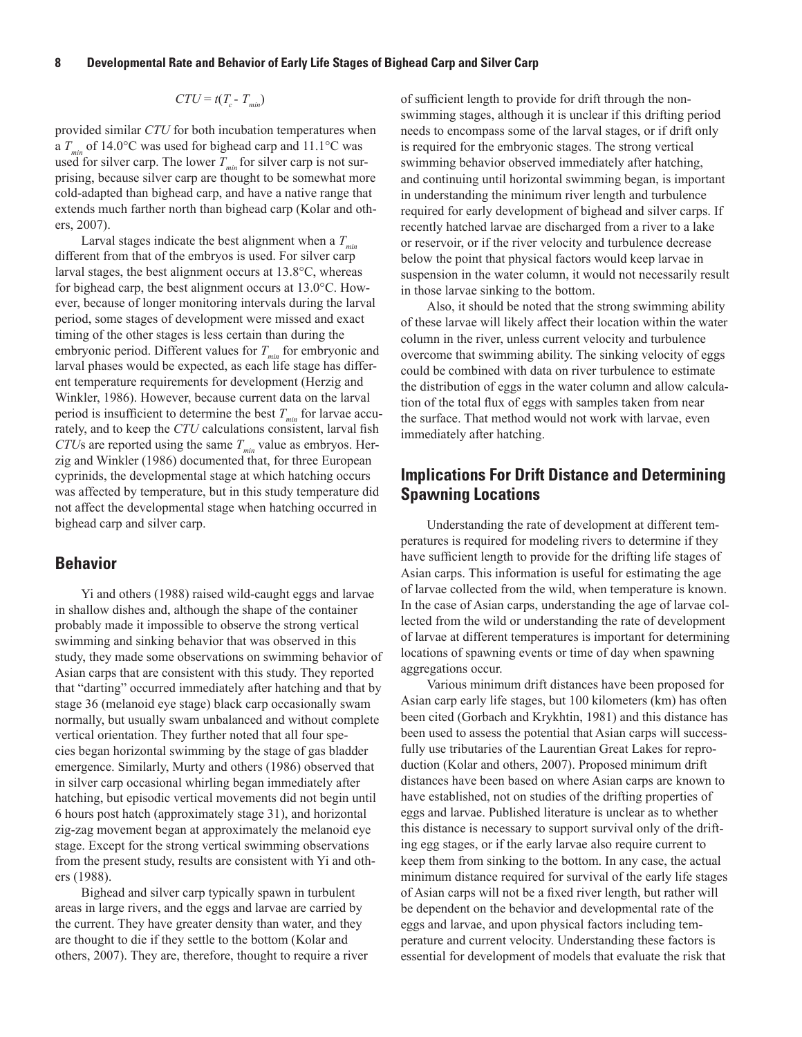$$CTU = t(T_c - T_{min})$$

provided similar *CTU* for both incubation temperatures when a $T_{min}$ of 14.0°C was used for bighead carp and 11.1°C was used for silver carp. The lower $T_{min}$ for silver carp is not surprising, because silver carp are thought to be somewhat more cold-adapted than bighead carp, and have a native range that extends much farther north than bighead carp (Kolar and others, 2007).

Larval stages indicate the best alignment when a $T_{min}$ different from that of the embryos is used. For silver carp larval stages, the best alignment occurs at 13.8°C, whereas for bighead carp, the best alignment occurs at 13.0°C. However, because of longer monitoring intervals during the larval period, some stages of development were missed and exact timing of the other stages is less certain than during the embryonic period. Different values for $T_{min}$ for embryonic and larval phases would be expected, as each life stage has different temperature requirements for development (Herzig and Winkler, 1986). However, because current data on the larval period is insufficient to determine the best $T_{min}$ for larvae accurately, and to keep the *CTU* calculations consistent, larval fish *CTU*s are reported using the same $T_{min}$ value as embryos. Herzig and Winkler (1986) documented that, for three European cyprinids, the developmental stage at which hatching occurs was affected by temperature, but in this study temperature did not affect the developmental stage when hatching occurred in bighead carp and silver carp.

## Behavior

Yi and others (1988) raised wild-caught eggs and larvae in shallow dishes and, although the shape of the container probably made it impossible to observe the strong vertical swimming and sinking behavior that was observed in this study, they made some observations on swimming behavior of Asian carps that are consistent with this study. They reported that "darting" occurred immediately after hatching and that by stage 36 (melanoid eye stage) black carp occasionally swam normally, but usually swam unbalanced and without complete vertical orientation. They further noted that all four species began horizontal swimming by the stage of gas bladder emergence. Similarly, Murty and others (1986) observed that in silver carp occasional whirling began immediately after hatching, but episodic vertical movements did not begin until 6 hours post hatch (approximately stage 31), and horizontal zig-zag movement began at approximately the melanoid eye stage. Except for the strong vertical swimming observations from the present study, results are consistent with Yi and others (1988).

Bighead and silver carp typically spawn in turbulent areas in large rivers, and the eggs and larvae are carried by the current. They have greater density than water, and they are thought to die if they settle to the bottom (Kolar and others, 2007). They are, therefore, thought to require a river of sufficient length to provide for drift through the non-swimming stages, although it is unclear if this drifting period needs to encompass some of the larval stages, or if drift only is required for the embryonic stages. The strong vertical swimming behavior observed immediately after hatching, and continuing until horizontal swimming began, is important in understanding the minimum river length and turbulence required for early development of bighead and silver carps. If recently hatched larvae are discharged from a river to a lake or reservoir, or if the river velocity and turbulence decrease below the point that physical factors would keep larvae in suspension in the water column, it would not necessarily result in those larvae sinking to the bottom.

Also, it should be noted that the strong swimming ability of these larvae will likely affect their location within the water column in the river, unless current velocity and turbulence overcome that swimming ability. The sinking velocity of eggs could be combined with data on river turbulence to estimate the distribution of eggs in the water column and allow calculation of the total flux of eggs with samples taken from near the surface. That method would not work with larvae, even immediately after hatching.

## Implications For Drift Distance and Determining Spawning Locations

Understanding the rate of development at different temperatures is required for modeling rivers to determine if they have sufficient length to provide for the drifting life stages of Asian carps. This information is useful for estimating the age of larvae collected from the wild, when temperature is known. In the case of Asian carps, understanding the age of larvae collected from the wild or understanding the rate of development of larvae at different temperatures is important for determining locations of spawning events or time of day when spawning aggregations occur.

Various minimum drift distances have been proposed for Asian carp early life stages, but 100 kilometers (km) has often been cited (Gorbach and Krykhtin, 1981) and this distance has been used to assess the potential that Asian carps will successfully use tributaries of the Laurentian Great Lakes for reproduction (Kolar and others, 2007). Proposed minimum drift distances have been based on where Asian carps are known to have established, not on studies of the drifting properties of eggs and larvae. Published literature is unclear as to whether this distance is necessary to support survival only of the drifting egg stages, or if the early larvae also require current to keep them from sinking to the bottom. In any case, the actual minimum distance required for survival of the early life stages of Asian carps will not be a fixed river length, but rather will be dependent on the behavior and developmental rate of the eggs and larvae, and upon physical factors including temperature and current velocity. Understanding these factors is essential for development of models that evaluate the risk that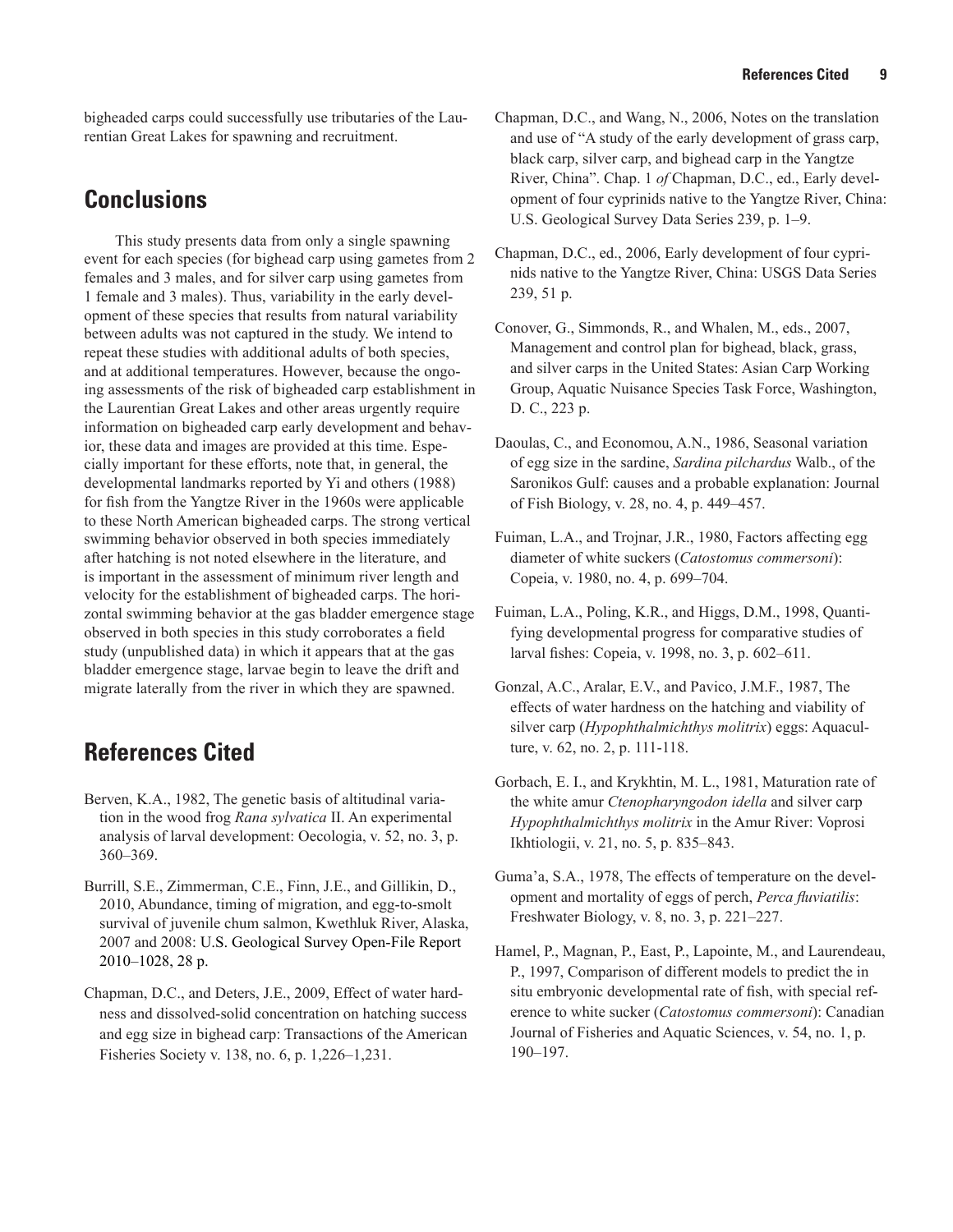bigheaded carps could successfully use tributaries of the Laurentian Great Lakes for spawning and recruitment.

## Conclusions

This study presents data from only a single spawning event for each species (for bighead carp using gametes from 2 females and 3 males, and for silver carp using gametes from 1 female and 3 males). Thus, variability in the early development of these species that results from natural variability between adults was not captured in the study. We intend to repeat these studies with additional adults of both species, and at additional temperatures. However, because the ongoing assessments of the risk of bigheaded carp establishment in the Laurentian Great Lakes and other areas urgently require information on bigheaded carp early development and behavior, these data and images are provided at this time. Especially important for these efforts, note that, in general, the developmental landmarks reported by Yi and others (1988) for fish from the Yangtze River in the 1960s were applicable to these North American bigheaded carps. The strong vertical swimming behavior observed in both species immediately after hatching is not noted elsewhere in the literature, and is important in the assessment of minimum river length and velocity for the establishment of bigheaded carps. The horizontal swimming behavior at the gas bladder emergence stage observed in both species in this study corroborates a field study (unpublished data) in which it appears that at the gas bladder emergence stage, larvae begin to leave the drift and migrate laterally from the river in which they are spawned.

## References Cited

Berven, K.A., 1982, The genetic basis of altitudinal variation in the wood frog *Rana sylvatica* II. An experimental analysis of larval development: Oecologia, v. 52, no. 3, p. 360–369.

Burrill, S.E., Zimmerman, C.E., Finn, J.E., and Gillikin, D., 2010, Abundance, timing of migration, and egg-to-smolt survival of juvenile chum salmon, Kwethluk River, Alaska, 2007 and 2008: U.S. Geological Survey Open-File Report 2010–1028, 28 p.

Chapman, D.C., and Deters, J.E., 2009, Effect of water hardness and dissolved-solid concentration on hatching success and egg size in bighead carp: Transactions of the American Fisheries Society v. 138, no. 6, p. 1,226–1,231.

Chapman, D.C., and Wang, N., 2006, Notes on the translation and use of "A study of the early development of grass carp, black carp, silver carp, and bighead carp in the Yangtze River, China". Chap. 1 *of* Chapman, D.C., ed., Early development of four cyprinids native to the Yangtze River, China: U.S. Geological Survey Data Series 239, p. 1–9.

Chapman, D.C., ed., 2006, Early development of four cyprinids native to the Yangtze River, China: USGS Data Series 239, 51 p.

Conover, G., Simmonds, R., and Whalen, M., eds., 2007, Management and control plan for bighead, black, grass, and silver carps in the United States: Asian Carp Working Group, Aquatic Nuisance Species Task Force, Washington, D. C., 223 p.

Daoulas, C., and Economou, A.N., 1986, Seasonal variation of egg size in the sardine, *Sardina pilchardus* Walb., of the Saronikos Gulf: causes and a probable explanation: Journal of Fish Biology, v. 28, no. 4, p. 449–457.

Fuiman, L.A., and Trojnar, J.R., 1980, Factors affecting egg diameter of white suckers (*Catostomus commersoni*): Copeia, v. 1980, no. 4, p. 699–704.

Fuiman, L.A., Poling, K.R., and Higgs, D.M., 1998, Quantifying developmental progress for comparative studies of larval fishes: Copeia, v. 1998, no. 3, p. 602–611.

Gonzal, A.C., Aralar, E.V., and Pavico, J.M.F., 1987, The effects of water hardness on the hatching and viability of silver carp (*Hypophthalmichthys molitrix*) eggs: Aquaculture, v. 62, no. 2, p. 111-118.

Gorbach, E. I., and Krykhtin, M. L., 1981, Maturation rate of the white amur *Ctenopharyngodon idella* and silver carp *Hypophthalmichthys molitrix* in the Amur River: Voprosi Ikhtiologii, v. 21, no. 5, p. 835–843.

Guma'a, S.A., 1978, The effects of temperature on the development and mortality of eggs of perch, *Perca fluviatilis*: Freshwater Biology, v. 8, no. 3, p. 221–227.

Hamel, P., Magnan, P., East, P., Lapointe, M., and Laurendeau, P., 1997, Comparison of different models to predict the in situ embryonic developmental rate of fish, with special reference to white sucker (*Catostomus commersoni*): Canadian Journal of Fisheries and Aquatic Sciences, v. 54, no. 1, p. 190–197.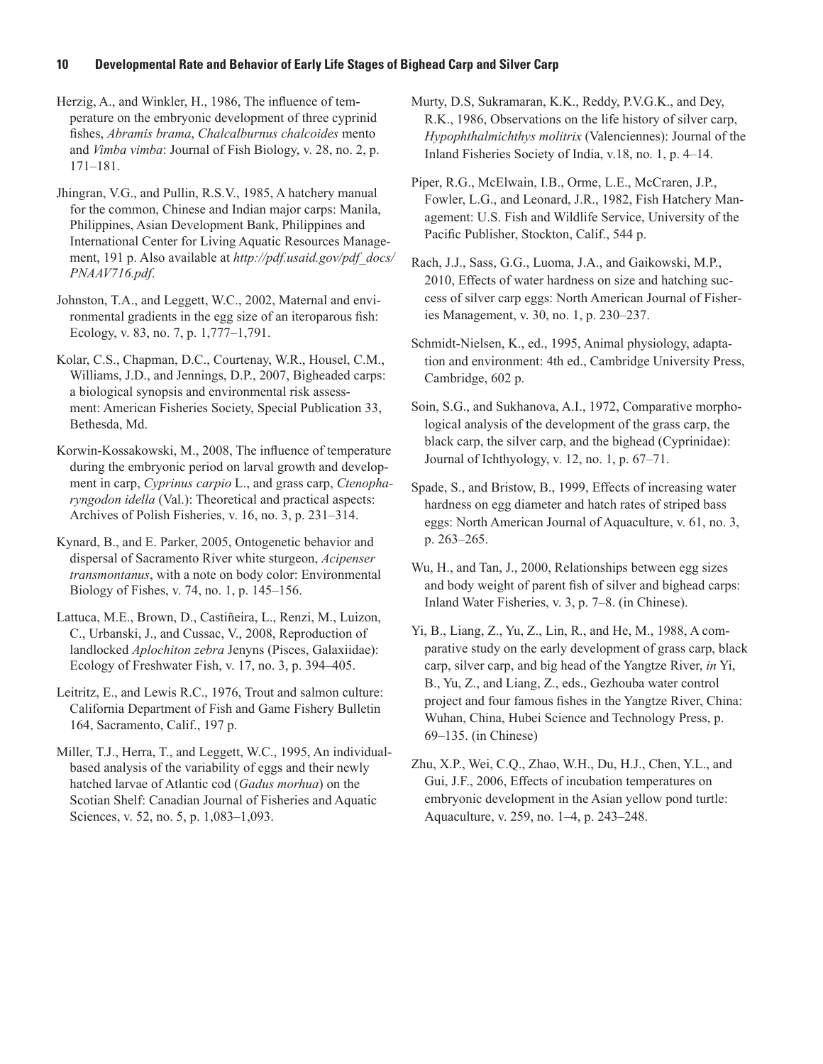Herzig, A., and Winkler, H., 1986, The influence of temperature on the embryonic development of three cyprinid fishes, *Abramis brama*, *Chalcalburnus chalcoides* mento and *Vimba vimba*: Journal of Fish Biology, v. 28, no. 2, p. 171–181.

Jhingran, V.G., and Pullin, R.S.V., 1985, A hatchery manual for the common, Chinese and Indian major carps: Manila, Philippines, Asian Development Bank, Philippines and International Center for Living Aquatic Resources Management, 191 p. Also available at *http://pdf.usaid.gov/pdf_docs/PNAAV716.pdf*.

Johnston, T.A., and Leggett, W.C., 2002, Maternal and environmental gradients in the egg size of an iteroparous fish: Ecology, v. 83, no. 7, p. 1,777–1,791.

Kolar, C.S., Chapman, D.C., Courtenay, W.R., Housel, C.M., Williams, J.D., and Jennings, D.P., 2007, Bigheaded carps: a biological synopsis and environmental risk assessment: American Fisheries Society, Special Publication 33, Bethesda, Md.

Korwin-Kossakowski, M., 2008, The influence of temperature during the embryonic period on larval growth and development in carp, *Cyprinus carpio* L., and grass carp, *Ctenopharyngodon idella* (Val.): Theoretical and practical aspects: Archives of Polish Fisheries, v. 16, no. 3, p. 231–314.

Kynard, B., and E. Parker, 2005, Ontogenetic behavior and dispersal of Sacramento River white sturgeon, *Acipenser transmontanus*, with a note on body color: Environmental Biology of Fishes, v. 74, no. 1, p. 145–156.

Lattuca, M.E., Brown, D., Castiñeira, L., Renzi, M., Luizon, C., Urbanski, J., and Cussac, V., 2008, Reproduction of landlocked *Aplochiton zebra* Jenyns (Pisces, Galaxiidae): Ecology of Freshwater Fish, v. 17, no. 3, p. 394–405.

Leitritz, E., and Lewis R.C., 1976, Trout and salmon culture: California Department of Fish and Game Fishery Bulletin 164, Sacramento, Calif., 197 p.

Miller, T.J., Herra, T., and Leggett, W.C., 1995, An individual-based analysis of the variability of eggs and their newly hatched larvae of Atlantic cod (*Gadus morhua*) on the Scotian Shelf: Canadian Journal of Fisheries and Aquatic Sciences, v. 52, no. 5, p. 1,083–1,093.

Murty, D.S, Sukramaran, K.K., Reddy, P.V.G.K., and Dey, R.K., 1986, Observations on the life history of silver carp, *Hypophthalmichthys molitrix* (Valenciennes): Journal of the Inland Fisheries Society of India, v.18, no. 1, p. 4–14.

Piper, R.G., McElwain, I.B., Orme, L.E., McCraren, J.P., Fowler, L.G., and Leonard, J.R., 1982, Fish Hatchery Management: U.S. Fish and Wildlife Service, University of the Pacific Publisher, Stockton, Calif., 544 p.

Rach, J.J., Sass, G.G., Luoma, J.A., and Gaikowski, M.P., 2010, Effects of water hardness on size and hatching success of silver carp eggs: North American Journal of Fisheries Management, v. 30, no. 1, p. 230–237.

Schmidt-Nielsen, K., ed., 1995, Animal physiology, adaptation and environment: 4th ed., Cambridge University Press, Cambridge, 602 p.

Soin, S.G., and Sukhanova, A.I., 1972, Comparative morphological analysis of the development of the grass carp, the black carp, the silver carp, and the bighead (Cyprinidae): Journal of Ichthyology, v. 12, no. 1, p. 67–71.

Spade, S., and Bristow, B., 1999, Effects of increasing water hardness on egg diameter and hatch rates of striped bass eggs: North American Journal of Aquaculture, v. 61, no. 3, p. 263–265.

Wu, H., and Tan, J., 2000, Relationships between egg sizes and body weight of parent fish of silver and bighead carps: Inland Water Fisheries, v. 3, p. 7–8. (in Chinese).

Yi, B., Liang, Z., Yu, Z., Lin, R., and He, M., 1988, A comparative study on the early development of grass carp, black carp, silver carp, and big head of the Yangtze River, *in* Yi, B., Yu, Z., and Liang, Z., eds., Gezhouba water control project and four famous fishes in the Yangtze River, China: Wuhan, China, Hubei Science and Technology Press, p. 69–135. (in Chinese)

Zhu, X.P., Wei, C.Q., Zhao, W.H., Du, H.J., Chen, Y.L., and Gui, J.F., 2006, Effects of incubation temperatures on embryonic development in the Asian yellow pond turtle: Aquaculture, v. 259, no. 1–4, p. 243–248.